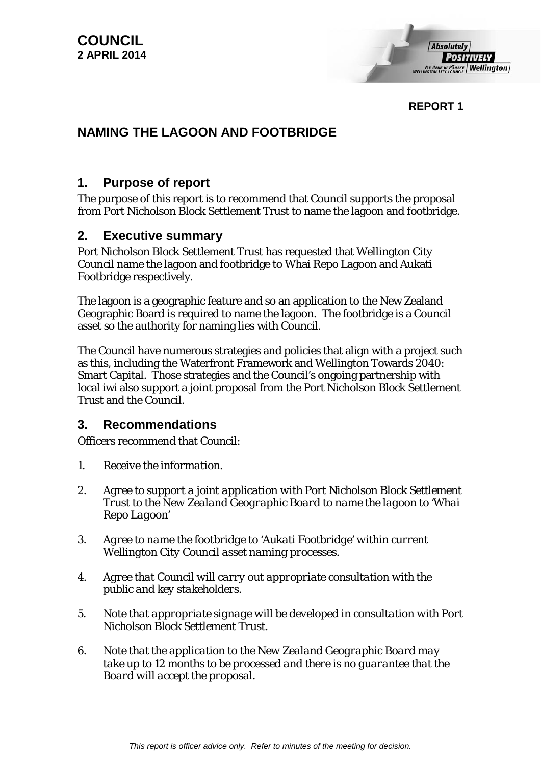**COUNCIL**
**2 APRIL 2014**

**REPORT 1**

# NAMING THE LAGOON AND FOOTBRIDGE

## 1. Purpose of report

The purpose of this report is to recommend that Council supports the proposal from Port Nicholson Block Settlement Trust to name the lagoon and footbridge.

## 2. Executive summary

Port Nicholson Block Settlement Trust has requested that Wellington City Council name the lagoon and footbridge to Whai Repo Lagoon and Aukati Footbridge respectively.

The lagoon is a geographic feature and so an application to the New Zealand Geographic Board is required to name the lagoon. The footbridge is a Council asset so the authority for naming lies with Council.

The Council have numerous strategies and policies that align with a project such as this, including the Waterfront Framework and Wellington Towards 2040: Smart Capital. Those strategies and the Council's ongoing partnership with local iwi also support a joint proposal from the Port Nicholson Block Settlement Trust and the Council.

## 3. Recommendations

Officers recommend that Council:

1. *Receive the information.*

2. *Agree to support a joint application with Port Nicholson Block Settlement Trust to the New Zealand Geographic Board to name the lagoon to 'Whai Repo Lagoon'*

3. *Agree to name the footbridge to 'Aukati Footbridge' within current Wellington City Council asset naming processes.*

4. *Agree that Council will carry out appropriate consultation with the public and key stakeholders.*

5. *Note that appropriate signage will be developed in consultation with Port Nicholson Block Settlement Trust.*

6. *Note that the application to the New Zealand Geographic Board may take up to 12 months to be processed and there is no guarantee that the Board will accept the proposal.*

*This report is officer advice only. Refer to minutes of the meeting for decision.*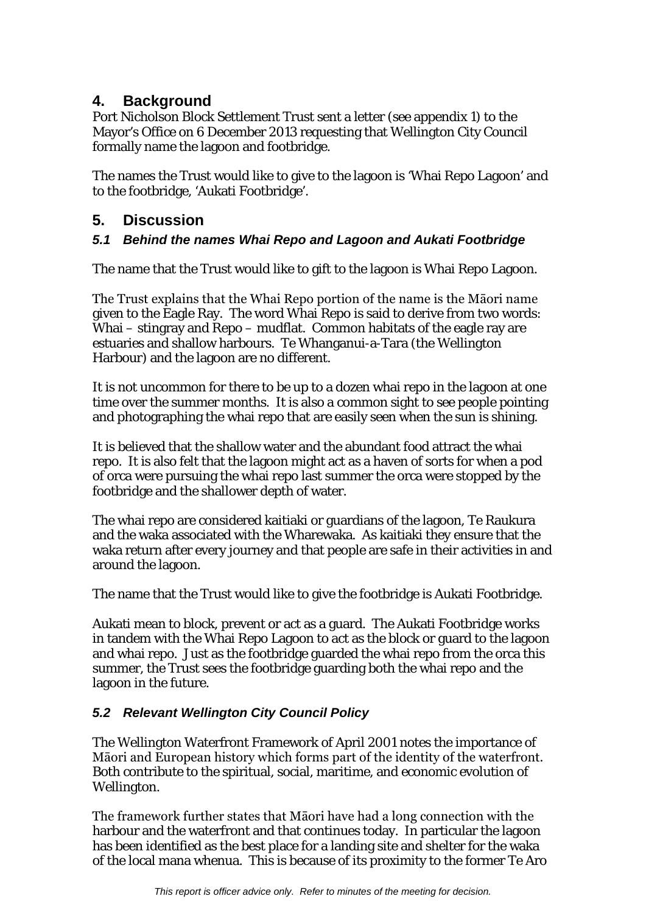## 4. Background

Port Nicholson Block Settlement Trust sent a letter (see appendix 1) to the Mayor's Office on 6 December 2013 requesting that Wellington City Council formally name the lagoon and footbridge.

The names the Trust would like to give to the lagoon is 'Whai Repo Lagoon' and to the footbridge, 'Aukati Footbridge'.

## 5. Discussion

### *5.1 Behind the names Whai Repo and Lagoon and Aukati Footbridge*

The name that the Trust would like to gift to the lagoon is Whai Repo Lagoon.

The Trust explains that the Whai Repo portion of the name is the Māori name given to the Eagle Ray. The word Whai Repo is said to derive from two words: Whai – stingray and Repo – mudflat. Common habitats of the eagle ray are estuaries and shallow harbours. Te Whanganui-a-Tara (the Wellington Harbour) and the lagoon are no different.

It is not uncommon for there to be up to a dozen whai repo in the lagoon at one time over the summer months. It is also a common sight to see people pointing and photographing the whai repo that are easily seen when the sun is shining.

It is believed that the shallow water and the abundant food attract the whai repo. It is also felt that the lagoon might act as a haven of sorts for when a pod of orca were pursuing the whai repo last summer the orca were stopped by the footbridge and the shallower depth of water.

The whai repo are considered kaitiaki or guardians of the lagoon, Te Raukura and the waka associated with the Wharewaka. As kaitiaki they ensure that the waka return after every journey and that people are safe in their activities in and around the lagoon.

The name that the Trust would like to give the footbridge is Aukati Footbridge.

Aukati mean to block, prevent or act as a guard. The Aukati Footbridge works in tandem with the Whai Repo Lagoon to act as the block or guard to the lagoon and whai repo. Just as the footbridge guarded the whai repo from the orca this summer, the Trust sees the footbridge guarding both the whai repo and the lagoon in the future.

### *5.2 Relevant Wellington City Council Policy*

The Wellington Waterfront Framework of April 2001 notes the importance of Māori and European history which forms part of the identity of the waterfront. Both contribute to the spiritual, social, maritime, and economic evolution of Wellington.

The framework further states that Māori have had a long connection with the harbour and the waterfront and that continues today. In particular the lagoon has been identified as the best place for a landing site and shelter for the waka of the local mana whenua. This is because of its proximity to the former Te Aro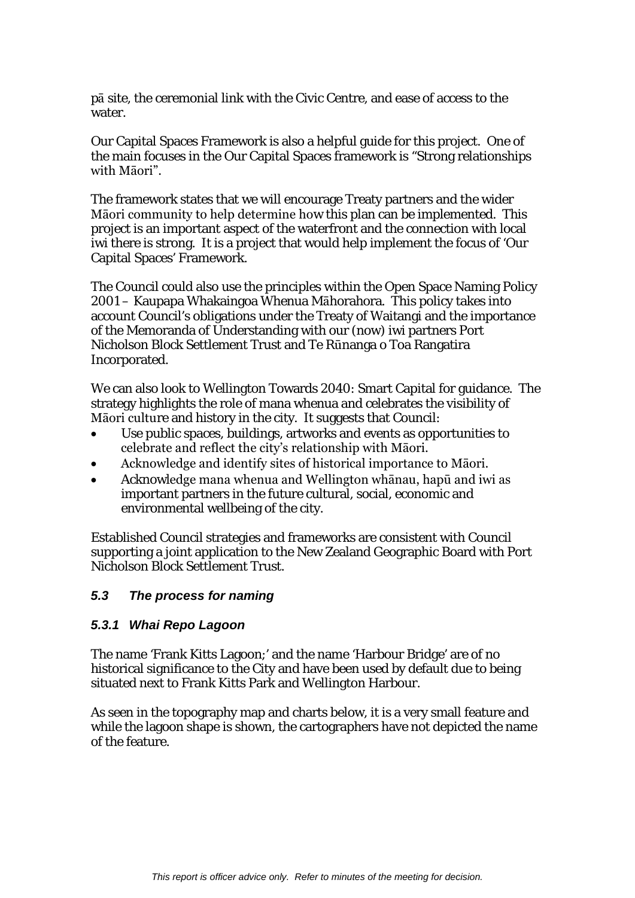pā site, the ceremonial link with the Civic Centre, and ease of access to the water.

Our Capital Spaces Framework is also a helpful guide for this project. One of the main focuses in the Our Capital Spaces framework is "Strong relationships with Māori".

The framework states that we will encourage Treaty partners and the wider Māori community to help determine how this plan can be implemented. This project is an important aspect of the waterfront and the connection with local iwi there is strong. It is a project that would help implement the focus of 'Our Capital Spaces' Framework.

The Council could also use the principles within the Open Space Naming Policy 2001 – Kaupapa Whakaingoa Whenua Māhorahora. This policy takes into account Council's obligations under the Treaty of Waitangi and the importance of the Memoranda of Understanding with our (now) iwi partners Port Nicholson Block Settlement Trust and Te Rūnanga o Toa Rangatira Incorporated.

We can also look to Wellington Towards 2040: Smart Capital for guidance. The strategy highlights the role of mana whenua and celebrates the visibility of Māori culture and history in the city. It suggests that Council:

- Use public spaces, buildings, artworks and events as opportunities to celebrate and reflect the city's relationship with Māori.
- Acknowledge and identify sites of historical importance to Māori.
- Acknowledge mana whenua and Wellington whānau, hapū and iwi as important partners in the future cultural, social, economic and environmental wellbeing of the city.

Established Council strategies and frameworks are consistent with Council supporting a joint application to the New Zealand Geographic Board with Port Nicholson Block Settlement Trust.

### *5.3 The process for naming*

#### *5.3.1 Whai Repo Lagoon*

The name 'Frank Kitts Lagoon;' and the name 'Harbour Bridge' are of no historical significance to the City and have been used by default due to being situated next to Frank Kitts Park and Wellington Harbour.

As seen in the topography map and charts below, it is a very small feature and while the lagoon shape is shown, the cartographers have not depicted the name of the feature.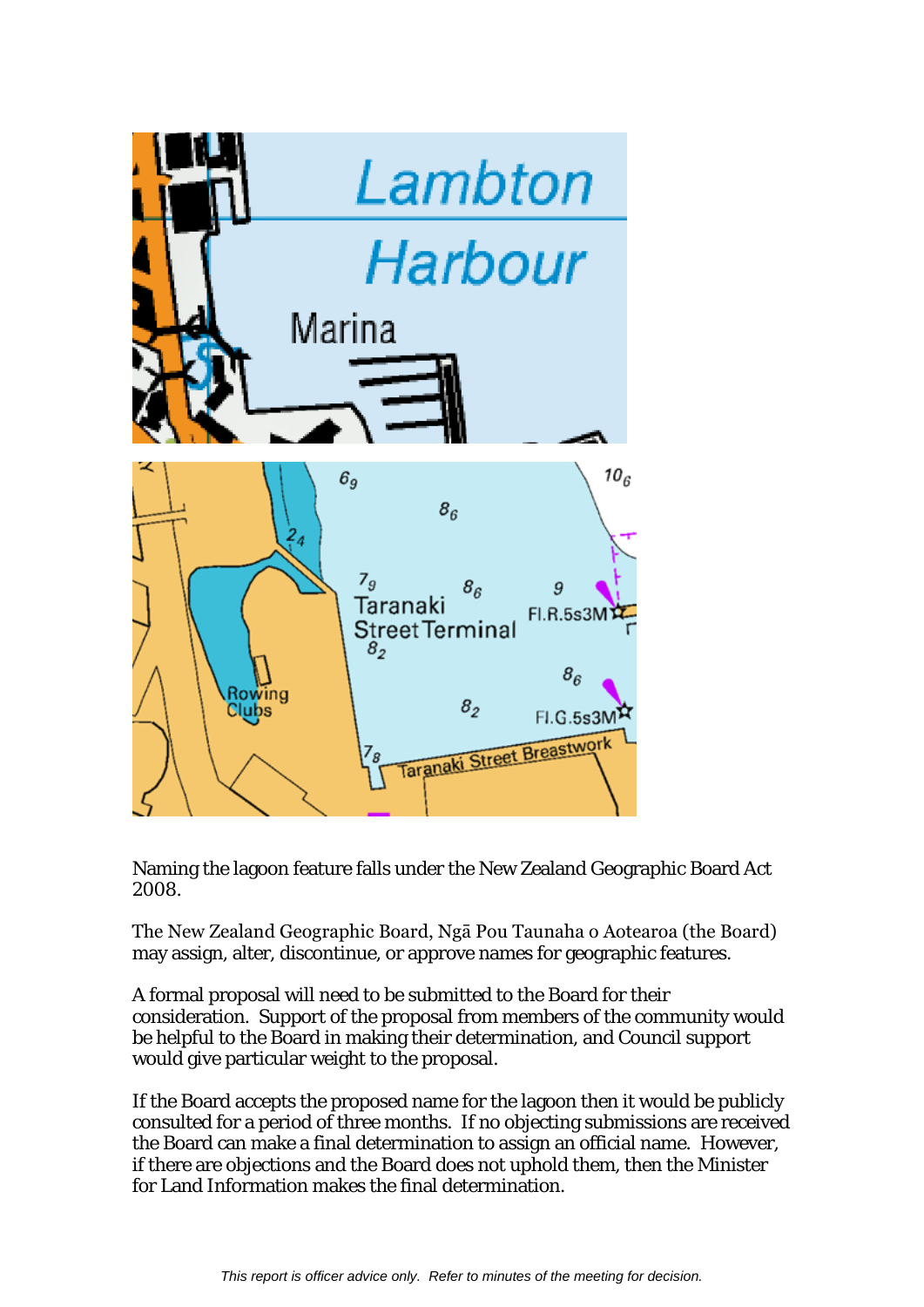Naming the lagoon feature falls under the New Zealand Geographic Board Act 2008.

The New Zealand Geographic Board, Ngā Pou Taunaha o Aotearoa (the Board) may assign, alter, discontinue, or approve names for geographic features.

A formal proposal will need to be submitted to the Board for their consideration. Support of the proposal from members of the community would be helpful to the Board in making their determination, and Council support would give particular weight to the proposal.

If the Board accepts the proposed name for the lagoon then it would be publicly consulted for a period of three months. If no objecting submissions are received the Board can make a final determination to assign an official name. However, if there are objections and the Board does not uphold them, then the Minister for Land Information makes the final determination.

*This report is officer advice only. Refer to minutes of the meeting for decision.*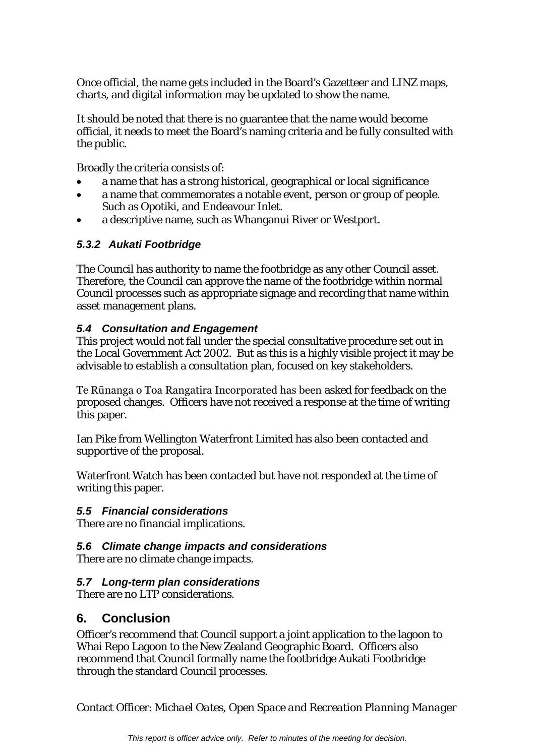Once official, the name gets included in the Board's Gazetteer and LINZ maps, charts, and digital information may be updated to show the name.

It should be noted that there is no guarantee that the name would become official, it needs to meet the Board's naming criteria and be fully consulted with the public.

Broadly the criteria consists of:

- a name that has a strong historical, geographical or local significance
- a name that commemorates a notable event, person or group of people. Such as Opotiki, and Endeavour Inlet.
- a descriptive name, such as Whanganui River or Westport.

### *5.3.2 Aukati Footbridge*

The Council has authority to name the footbridge as any other Council asset. Therefore, the Council can approve the name of the footbridge within normal Council processes such as appropriate signage and recording that name within asset management plans.

### *5.4 Consultation and Engagement*

This project would not fall under the special consultative procedure set out in the Local Government Act 2002. But as this is a highly visible project it may be advisable to establish a consultation plan, focused on key stakeholders.

Te Rūnanga o Toa Rangatira Incorporated has been asked for feedback on the proposed changes. Officers have not received a response at the time of writing this paper.

Ian Pike from Wellington Waterfront Limited has also been contacted and supportive of the proposal.

Waterfront Watch has been contacted but have not responded at the time of writing this paper.

### *5.5 Financial considerations*

There are no financial implications.

### *5.6 Climate change impacts and considerations*

There are no climate change impacts.

### *5.7 Long-term plan considerations*

There are no LTP considerations.

## 6. Conclusion

Officer's recommend that Council support a joint application to the lagoon to Whai Repo Lagoon to the New Zealand Geographic Board. Officers also recommend that Council formally name the footbridge Aukati Footbridge through the standard Council processes.

Contact Officer: *Michael Oates, Open Space and Recreation Planning Manager*

*This report is officer advice only. Refer to minutes of the meeting for decision.*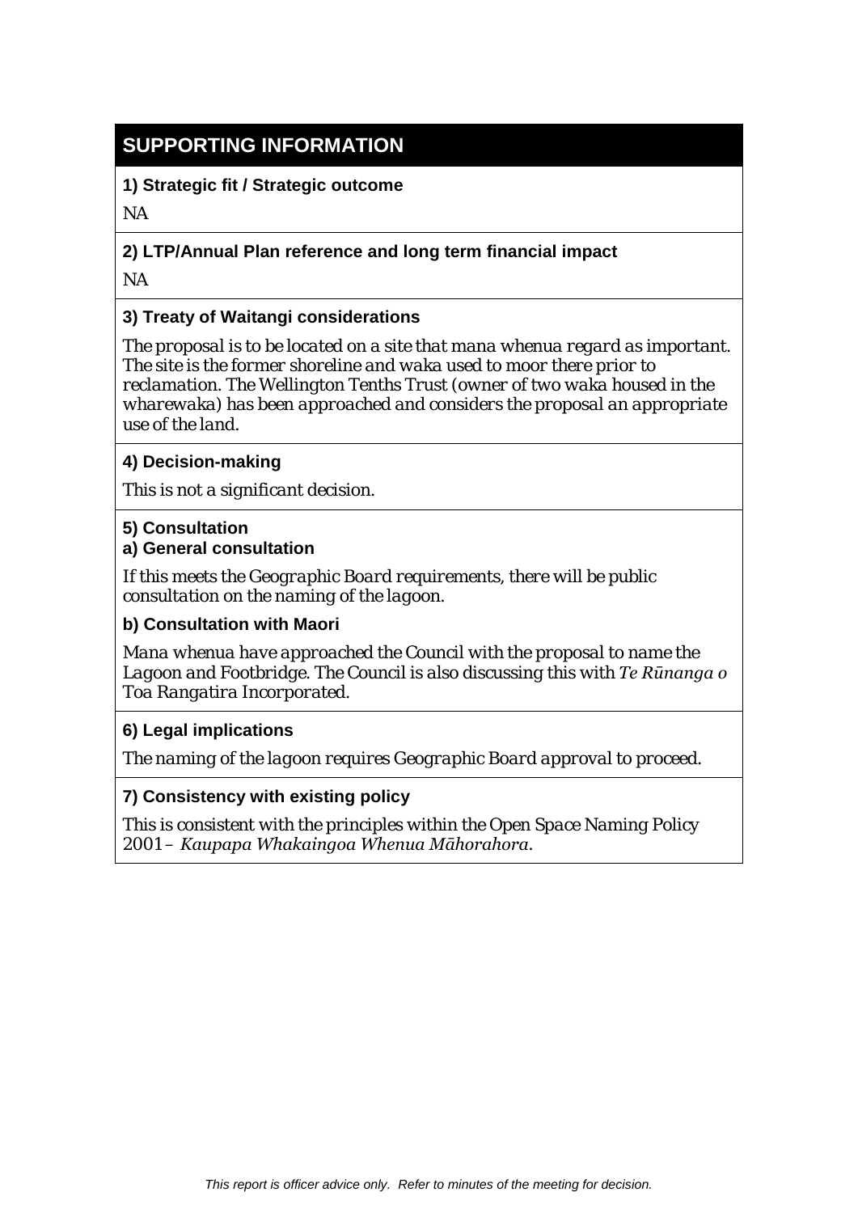## SUPPORTING INFORMATION

**1) Strategic fit / Strategic outcome**

NA

**2) LTP/Annual Plan reference and long term financial impact**

NA

**3) Treaty of Waitangi considerations**

*The proposal is to be located on a site that mana whenua regard as important. The site is the former shoreline and waka used to moor there prior to reclamation. The Wellington Tenths Trust (owner of two waka housed in the wharewaka) has been approached and considers the proposal an appropriate use of the land.*

**4) Decision-making**

*This is not a significant decision.*

**5) Consultation**
**a) General consultation**

*If this meets the Geographic Board requirements, there will be public consultation on the naming of the lagoon.*

**b) Consultation with Maori**

*Mana whenua have approached the Council with the proposal to name the Lagoon and Footbridge. The Council is also discussing this with Te Rūnanga o Toa Rangatira Incorporated.*

**6) Legal implications**

*The naming of the lagoon requires Geographic Board approval to proceed.*

**7) Consistency with existing policy**

*This is consistent with the principles within the Open Space Naming Policy 2001– Kaupapa Whakaingoa Whenua Māhorahora.*

*This report is officer advice only. Refer to minutes of the meeting for decision.*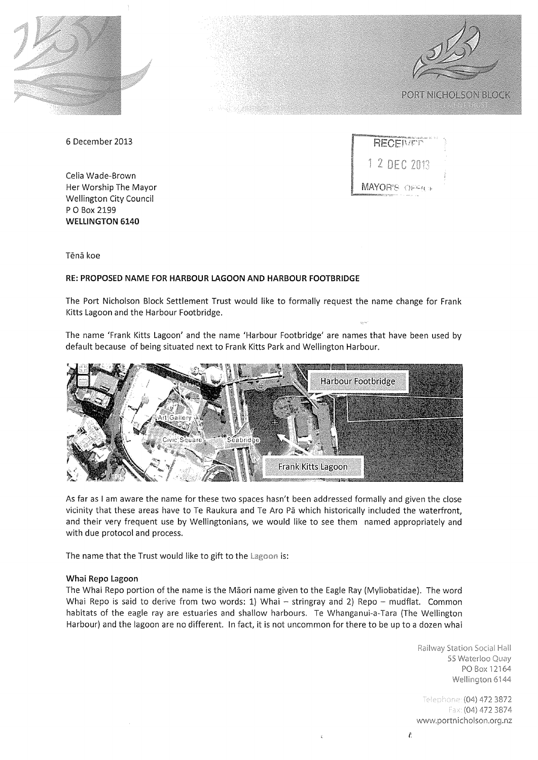6 December 2013

RECEIVED
12 DEC 2013
MAYOR'S OFFICE

Celia Wade-Brown
Her Worship The Mayor
Wellington City Council
P O Box 2199
**WELLINGTON 6140**

Tēnā koe

**RE: PROPOSED NAME FOR HARBOUR LAGOON AND HARBOUR FOOTBRIDGE**

The Port Nicholson Block Settlement Trust would like to formally request the name change for Frank Kitts Lagoon and the Harbour Footbridge.

The name 'Frank Kitts Lagoon' and the name 'Harbour Footbridge' are names that have been used by default because of being situated next to Frank Kitts Park and Wellington Harbour.

As far as I am aware the name for these two spaces hasn't been addressed formally and given the close vicinity that these areas have to Te Raukura and Te Aro Pā which historically included the waterfront, and their very frequent use by Wellingtonians, we would like to see them named appropriately and with due protocol and process.

The name that the Trust would like to gift to the Lagoon is:

**Whai Repo Lagoon**

The Whai Repo portion of the name is the Māori name given to the Eagle Ray (Myliobatidae). The word Whai Repo is said to derive from two words: 1) Whai – stringray and 2) Repo – mudflat. Common habitats of the eagle ray are estuaries and shallow harbours. Te Whanganui-a-Tara (The Wellington Harbour) and the lagoon are no different. In fact, it is not uncommon for there to be up to a dozen whai

Railway Station Social Hall
55 Waterloo Quay
PO Box 12164
Wellington 6144

Telephone (04) 472 3872
Fax (04) 472 3874
www.portnicholson.org.nz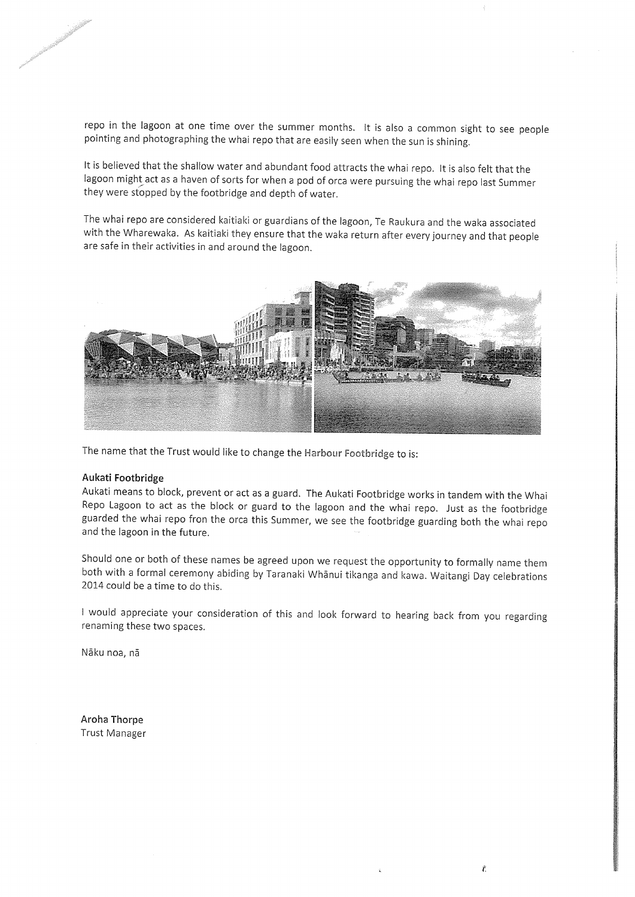repo in the lagoon at one time over the summer months. It is also a common sight to see people pointing and photographing the whai repo that are easily seen when the sun is shining.

It is believed that the shallow water and abundant food attracts the whai repo. It is also felt that the lagoon might act as a haven of sorts for when a pod of orca were pursuing the whai repo last Summer they were stopped by the footbridge and depth of water.

The whai repo are considered kaitiaki or guardians of the lagoon, Te Raukura and the waka associated with the Wharewaka. As kaitiaki they ensure that the waka return after every journey and that people are safe in their activities in and around the lagoon.

The name that the Trust would like to change the Harbour Footbridge to is:

**Aukati Footbridge**
Aukati means to block, prevent or act as a guard. The Aukati Footbridge works in tandem with the Whai Repo Lagoon to act as the block or guard to the lagoon and the whai repo. Just as the footbridge guarded the whai repo fron the orca this Summer, we see the footbridge guarding both the whai repo and the lagoon in the future.

Should one or both of these names be agreed upon we request the opportunity to formally name them both with a formal ceremony abiding by Taranaki Whānui tikanga and kawa. Waitangi Day celebrations 2014 could be a time to do this.

I would appreciate your consideration of this and look forward to hearing back from you regarding renaming these two spaces.

Nāku noa, nā

**Aroha Thorpe**
Trust Manager